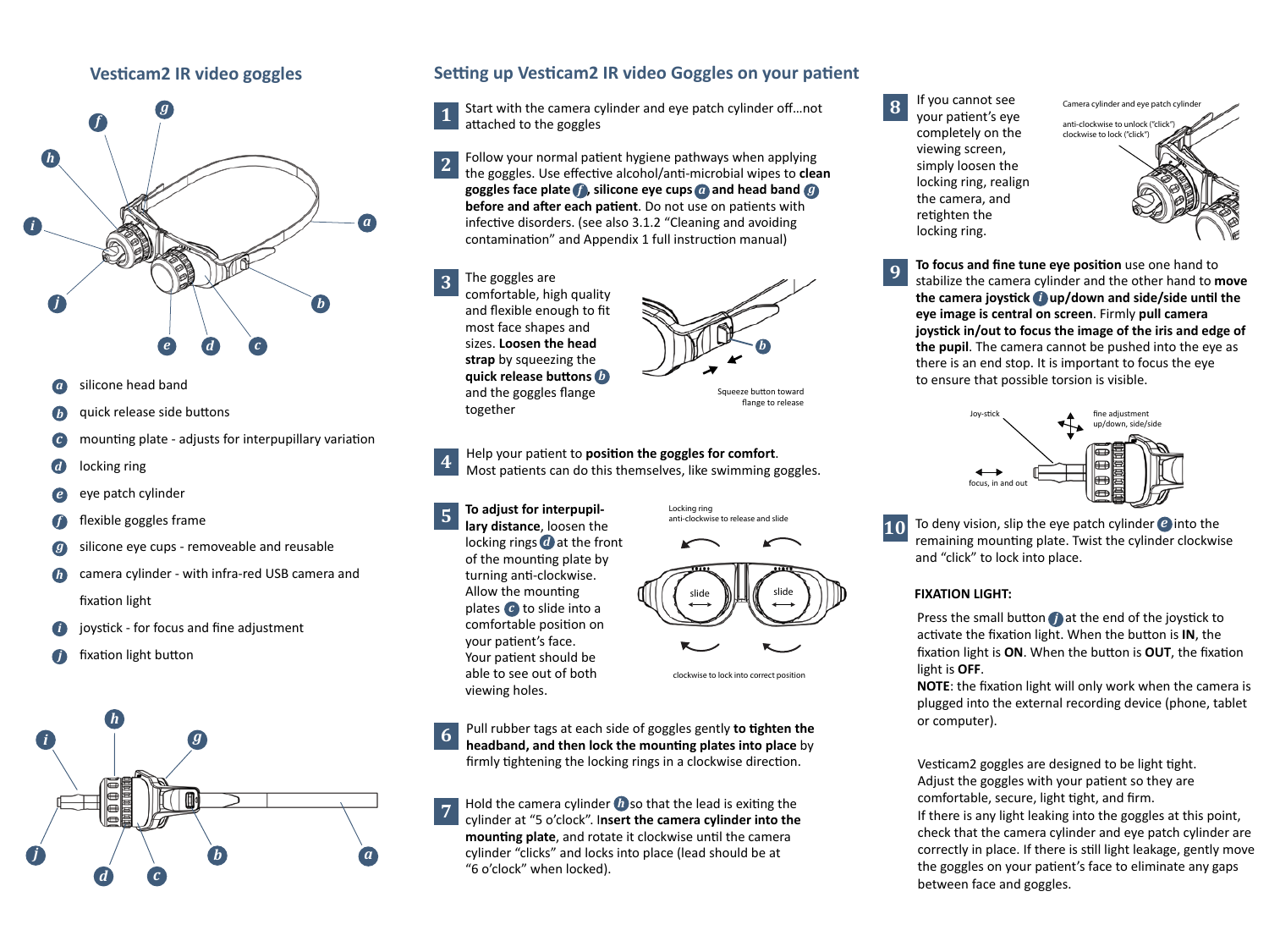## Vesticam2 IR video goggles

- *a* silicone head band
- *b* quick release side buttons
- *c* mounting plate - adjusts for interpupillary variation
- *d* locking ring
- *e* eye patch cylinder
- *f* flexible goggles frame
- *g* silicone eye cups - removeable and reusable
- *h* camera cylinder - with infra-red USB camera and fixation light
- *i* joystick - for focus and fine adjustment
- *j* fixation light button

## Setting up Vesticam2 IR video Goggles on your patient

**1** Start with the camera cylinder and eye patch cylinder off…not attached to the goggles

**2** Follow your normal patient hygiene pathways when applying the goggles. Use effective alcohol/anti-microbial wipes to **clean goggles face plate *f*, silicone eye cups *a* and head band *g* before and after each patient**. Do not use on patients with infective disorders. (see also 3.1.2 "Cleaning and avoiding contamination" and Appendix 1 full instruction manual)

**3** The goggles are comfortable, high quality and flexible enough to fit most face shapes and sizes. **Loosen the head strap** by squeezing the **quick release buttons *b*** and the goggles flange together

Squeeze button toward flange to release

**4** Help your patient to **position the goggles for comfort**. Most patients can do this themselves, like swimming goggles.

**5** **To adjust for interpupillary distance**, loosen the locking rings *d* at the front of the mounting plate by turning anti-clockwise. Allow the mounting plates *c* to slide into a comfortable position on your patient's face. Your patient should be able to see out of both viewing holes.

Locking ring anti-clockwise to release and slide

slide slide

clockwise to lock into correct position

**6** Pull rubber tags at each side of goggles gently **to tighten the headband, and then lock the mounting plates into place** by firmly tightening the locking rings in a clockwise direction.

**7** Hold the camera cylinder *h* so that the lead is exiting the cylinder at "5 o'clock". **Insert the camera cylinder into the mounting plate**, and rotate it clockwise until the camera cylinder "clicks" and locks into place (lead should be at "6 o'clock" when locked).

**8** If you cannot see your patient's eye completely on the viewing screen, simply loosen the locking ring, realign the camera, and retighten the locking ring.

Camera cylinder and eye patch cylinder

anti-clockwise to unlock ("click")
clockwise to lock ("click")

**9** **To focus and fine tune eye position** use one hand to stabilize the camera cylinder and the other hand to **move the camera joystick *i* up/down and side/side until the eye image is central on screen**. Firmly **pull camera joystick in/out to focus the image of the iris and edge of the pupil**. The camera cannot be pushed into the eye as there is an end stop. It is important to focus the eye to ensure that possible torsion is visible.

Joy-stick

fine adjustment up/down, side/side

focus, in and out

**10** To deny vision, slip the eye patch cylinder *e* into the remaining mounting plate. Twist the cylinder clockwise and "click" to lock into place.

**FIXATION LIGHT:**

Press the small button *j* at the end of the joystick to activate the fixation light. When the button is **IN**, the fixation light is **ON**. When the button is **OUT**, the fixation light is **OFF**.
**NOTE**: the fixation light will only work when the camera is plugged into the external recording device (phone, tablet or computer).

Vesticam2 goggles are designed to be light tight. Adjust the goggles with your patient so they are comfortable, secure, light tight, and firm.
If there is any light leaking into the goggles at this point, check that the camera cylinder and eye patch cylinder are correctly in place. If there is still light leakage, gently move the goggles on your patient's face to eliminate any gaps between face and goggles.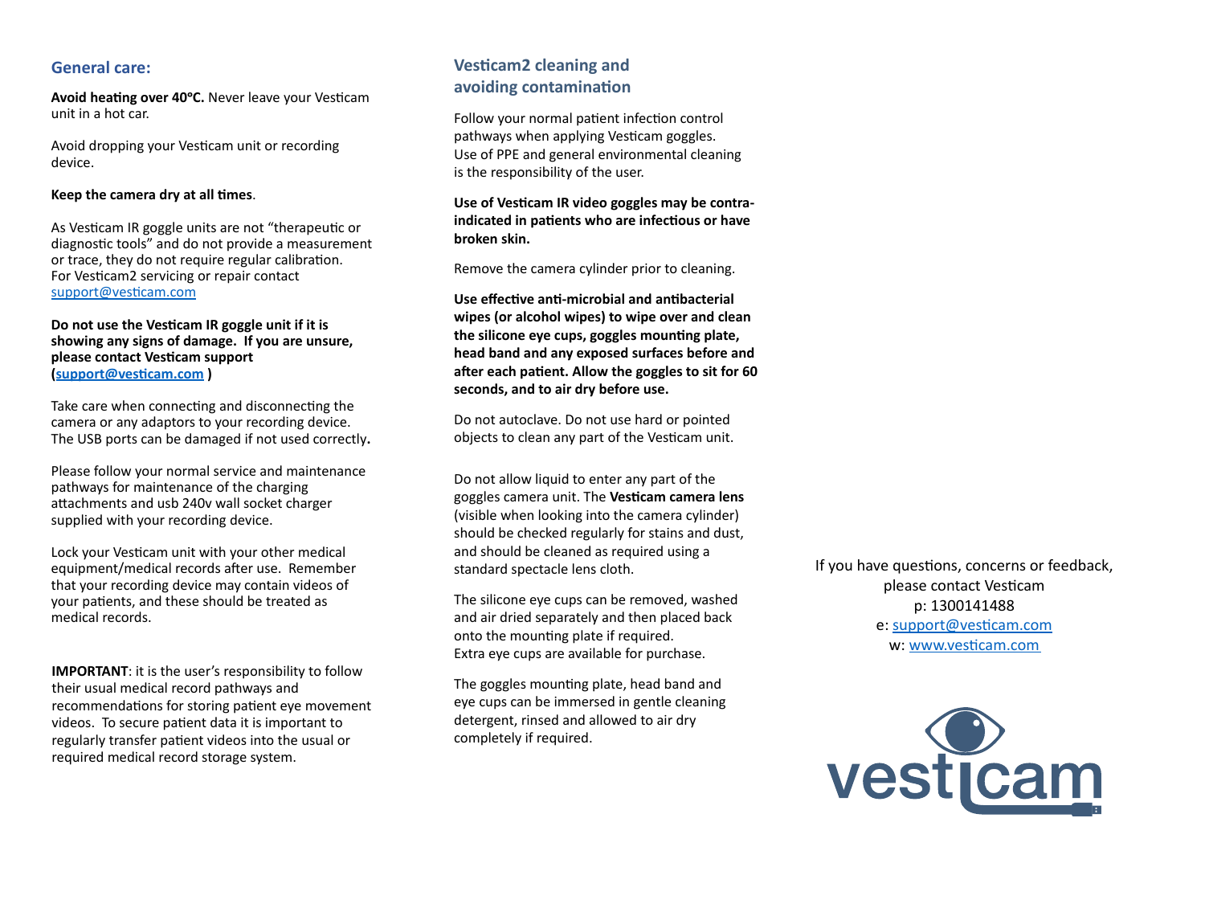## General care:

**Avoid heating over 40ºC.** Never leave your Vesticam unit in a hot car.

Avoid dropping your Vesticam unit or recording device.

**Keep the camera dry at all times**.

As Vesticam IR goggle units are not "therapeutic or diagnostic tools" and do not provide a measurement or trace, they do not require regular calibration. For Vesticam2 servicing or repair contact support@vesticam.com

**Do not use the Vesticam IR goggle unit if it is showing any signs of damage. If you are unsure, please contact Vesticam support (support@vesticam.com )**

Take care when connecting and disconnecting the camera or any adaptors to your recording device. The USB ports can be damaged if not used correctly**.**

Please follow your normal service and maintenance pathways for maintenance of the charging attachments and usb 240v wall socket charger supplied with your recording device.

Lock your Vesticam unit with your other medical equipment/medical records after use. Remember that your recording device may contain videos of your patients, and these should be treated as medical records.

**IMPORTANT**: it is the user's responsibility to follow their usual medical record pathways and recommendations for storing patient eye movement videos. To secure patient data it is important to regularly transfer patient videos into the usual or required medical record storage system.

## Vesticam2 cleaning and avoiding contamination

Follow your normal patient infection control pathways when applying Vesticam goggles. Use of PPE and general environmental cleaning is the responsibility of the user.

**Use of Vesticam IR video goggles may be contra-indicated in patients who are infectious or have broken skin.**

Remove the camera cylinder prior to cleaning.

**Use effective anti-microbial and antibacterial wipes (or alcohol wipes) to wipe over and clean the silicone eye cups, goggles mounting plate, head band and any exposed surfaces before and after each patient. Allow the goggles to sit for 60 seconds, and to air dry before use.**

Do not autoclave. Do not use hard or pointed objects to clean any part of the Vesticam unit.

Do not allow liquid to enter any part of the goggles camera unit. The **Vesticam camera lens** (visible when looking into the camera cylinder) should be checked regularly for stains and dust, and should be cleaned as required using a standard spectacle lens cloth.

The silicone eye cups can be removed, washed and air dried separately and then placed back onto the mounting plate if required.
Extra eye cups are available for purchase.

The goggles mounting plate, head band and eye cups can be immersed in gentle cleaning detergent, rinsed and allowed to air dry completely if required.

If you have questions, concerns or feedback, please contact Vesticam
p: 1300141488
e: support@vesticam.com
w: www.vesticam.com

vesticam